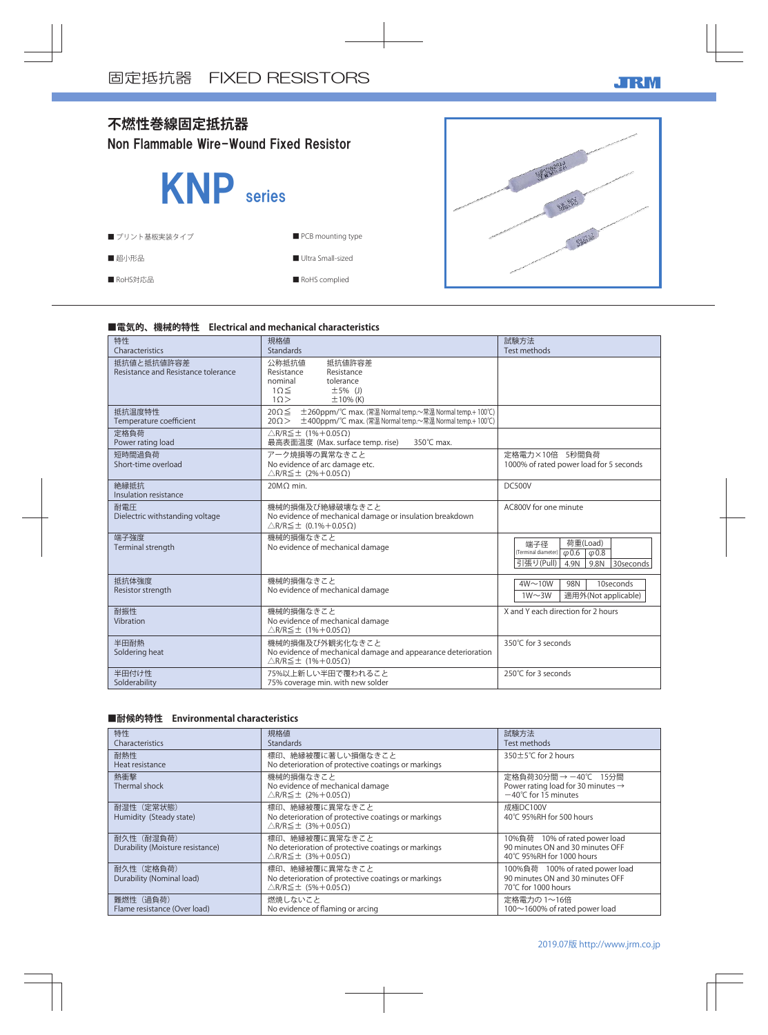# 固定抵抗器　FIXED RESISTORS

JRM

## 不燃性巻線固定抵抗器
## Non Flammable Wire-Wound Fixed Resistor

# KNP series

- ■ プリント基板実装タイプ　■ PCB mounting type
- ■ 超小形品　■ Ultra Small-sized
- ■ RoHS対応品　■ RoHS complied

### ■電気的、機械的特性　Electrical and mechanical characteristics

| 特性<br>Characteristics | 規格値<br>Standards | 試験方法<br>Test methods |
|---|---|---|
| 抵抗値と抵抗値許容差<br>Resistance and Resistance tolerance | 公称抵抗値 Resistance nominal / 抵抗値許容差 Resistance tolerance<br>1Ω≦　±5% (J)<br>1Ω>　±10% (K) | |
| 抵抗温度特性<br>Temperature coefficient | 20Ω≦　±260ppm/℃ max. (常温 Normal temp.～常温 Normal temp.+100℃)<br>20Ω>　±400ppm/℃ max. (常温 Normal temp.～常温 Normal temp.+100℃) | |
| 定格負荷<br>Power rating load | △R/R≦± (1%+0.05Ω)<br>最高表面温度 (Max. surface temp. rise)　350℃ max. | |
| 短時間過負荷<br>Short-time overload | アーク焼損等の異常なきこと<br>No evidence of arc damage etc.<br>△R/R≦± (2%+0.05Ω) | 定格電力×10倍　5秒間負荷<br>1000% of rated power load for 5 seconds |
| 絶縁抵抗<br>Insulation resistance | 20MΩ min. | DC500V |
| 耐電圧<br>Dielectric withstanding voltage | 機械的損傷及び絶縁破壊なきこと<br>No evidence of mechanical damage or insulation breakdown<br>△R/R≦± (0.1%+0.05Ω) | AC800V for one minute |
| 端子強度<br>Terminal strength | 機械的損傷なきこと<br>No evidence of mechanical damage | 端子径 (Terminal diameter) / 荷重(Load): φ0.6, φ0.8<br>引張り(Pull): 4.9N, 9.8N, 30seconds |
| 抵抗体強度<br>Resistor strength | 機械的損傷なきこと<br>No evidence of mechanical damage | 4W～10W: 98N, 10seconds<br>1W～3W: 適用外(Not applicable) |
| 耐振性<br>Vibration | 機械的損傷なきこと<br>No evidence of mechanical damage<br>△R/R≦± (1%+0.05Ω) | X and Y each direction for 2 hours |
| 半田耐熱<br>Soldering heat | 機械的損傷及び外観劣化なきこと<br>No evidence of mechanical damage and appearance deterioration<br>△R/R≦± (1%+0.05Ω) | 350℃ for 3 seconds |
| 半田付け性<br>Solderability | 75%以上新しい半田で覆われること<br>75% coverage min. with new solder | 250℃ for 3 seconds |

### ■耐候的特性　Environmental characteristics

| 特性<br>Characteristics | 規格値<br>Standards | 試験方法<br>Test methods |
|---|---|---|
| 耐熱性<br>Heat resistance | 標印、絶縁被覆に著しい損傷なきこと<br>No deterioration of protective coatings or markings | 350±5℃ for 2 hours |
| 熱衝撃<br>Thermal shock | 機械的損傷なきこと<br>No evidence of mechanical damage<br>△R/R≦± (2%+0.05Ω) | 定格負荷30分間 → −40℃　15分間<br>Power rating load for 30 minutes → −40℃ for 15 minutes |
| 耐湿性（定常状態）<br>Humidity (Steady state) | 標印、絶縁被覆に異常なきこと<br>No deterioration of protective coatings or markings<br>△R/R≦± (3%+0.05Ω) | 成極DC100V<br>40℃ 95%RH for 500 hours |
| 耐久性（耐湿負荷）<br>Durability (Moisture resistance) | 標印、絶縁被覆に異常なきこと<br>No deterioration of protective coatings or markings<br>△R/R≦± (3%+0.05Ω) | 10%負荷　10% of rated power load<br>90 minutes ON and 30 minutes OFF<br>40℃ 95%RH for 1000 hours |
| 耐久性（定格負荷）<br>Durability (Nominal load) | 標印、絶縁被覆に異常なきこと<br>No deterioration of protective coatings or markings<br>△R/R≦± (5%+0.05Ω) | 100%負荷　100% of rated power load<br>90 minutes ON and 30 minutes OFF<br>70℃ for 1000 hours |
| 難燃性（過負荷）<br>Flame resistance (Over load) | 燃焼しないこと<br>No evidence of flaming or arcing | 定格電力の1～16倍<br>100～1600% of rated power load |

2019.07版 http://www.jrm.co.jp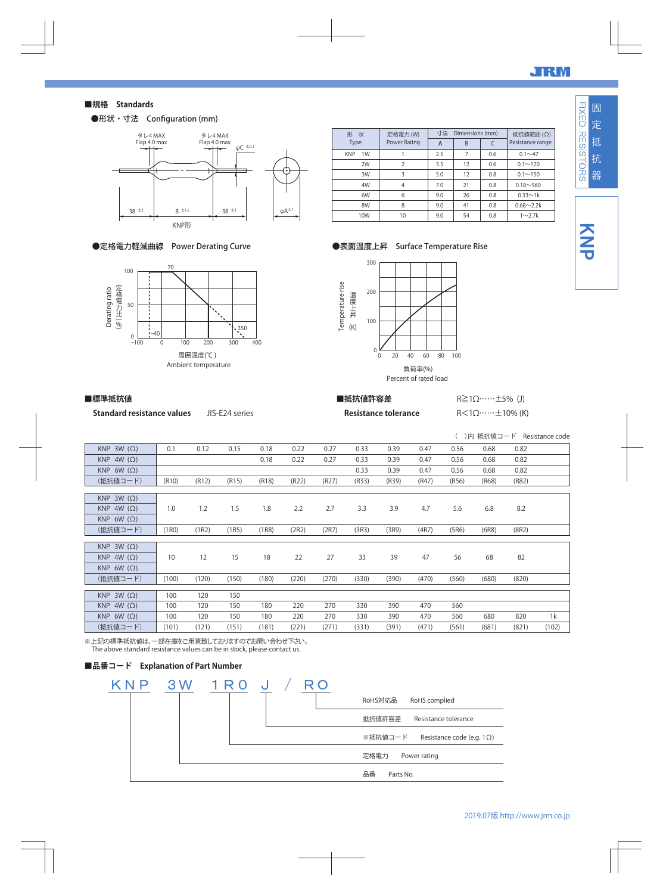## ■規格　Standards

### ●形状・寸法　Configuration (mm)

タレ4 MAX
Flap 4.0 max

タレ4 MAX
Flap 4.0 max

φC ±0.1

38 ±3　　B ±1.5　　38 ±3

φA ±1

KNP形

| 形　状 Type | 定格電力 (W) Power Rating | 寸法　Dimensions (mm) | | | 抵抗値範囲 (Ω) Resistance range |
|---|---|---|---|---|---|
| | | A | B | C | |
| KNP　1W | 1 | 2.5 | 7 | 0.6 | 0.1〜47 |
| 2W | 2 | 3.5 | 12 | 0.6 | 0.1〜120 |
| 3W | 3 | 5.0 | 12 | 0.8 | 0.1〜150 |
| 4W | 4 | 7.0 | 21 | 0.8 | 0.18〜560 |
| 6W | 6 | 9.0 | 26 | 0.8 | 0.33〜1k |
| 8W | 8 | 9.0 | 41 | 0.8 | 0.68〜2.2k |
| 10W | 10 | 9.0 | 54 | 0.8 | 1〜2.7k |

### ●定格電力軽減曲線　Power Derating Curve

Derating ratio
定格電力比 (%)

100
50
0

70
−40
350

−100　0　100　200　300　400

周囲温度(℃)
Ambient temperature

### ●表面温度上昇　Surface Temperature Rise

Temperature rise
温度上昇
(K)

300
200
100
0

0　20　40　60　80　100

負荷率(%)
Percent of rated load

## ■標準抵抗値

**Standard resistance values**　JIS-E24 series

## ■抵抗値許容差

**Resistance tolerance**

R≧1Ω……±5% (J)
R<1Ω……±10% (K)

(　)内 抵抗値コード　Resistance code

| | | | | | | | | | | | | | |
|---|---|---|---|---|---|---|---|---|---|---|---|---|---|
| KNP 3W (Ω) | 0.1 | 0.12 | 0.15 | 0.18 | 0.22 | 0.27 | 0.33 | 0.39 | 0.47 | 0.56 | 0.68 | 0.82 | |
| KNP 4W (Ω) | | | | 0.18 | 0.22 | 0.27 | 0.33 | 0.39 | 0.47 | 0.56 | 0.68 | 0.82 | |
| KNP 6W (Ω) | | | | | | | 0.33 | 0.39 | 0.47 | 0.56 | 0.68 | 0.82 | |
| (抵抗値コード) | (R10) | (R12) | (R15) | (R18) | (R22) | (R27) | (R33) | (R39) | (R47) | (R56) | (R68) | (R82) | |
| KNP 3W (Ω) / KNP 4W (Ω) / KNP 6W (Ω) | 1.0 | 1.2 | 1.5 | 1.8 | 2.2 | 2.7 | 3.3 | 3.9 | 4.7 | 5.6 | 6.8 | 8.2 | |
| (抵抗値コード) | (1R0) | (1R2) | (1R5) | (1R8) | (2R2) | (2R7) | (3R3) | (3R9) | (4R7) | (5R6) | (6R8) | (8R2) | |
| KNP 3W (Ω) / KNP 4W (Ω) / KNP 6W (Ω) | 10 | 12 | 15 | 18 | 22 | 27 | 33 | 39 | 47 | 56 | 68 | 82 | |
| (抵抗値コード) | (100) | (120) | (150) | (180) | (220) | (270) | (330) | (390) | (470) | (560) | (680) | (820) | |
| KNP 3W (Ω) | 100 | 120 | 150 | | | | | | | | | | |
| KNP 4W (Ω) | 100 | 120 | 150 | 180 | 220 | 270 | 330 | 390 | 470 | 560 | | | |
| KNP 6W (Ω) | 100 | 120 | 150 | 180 | 220 | 270 | 330 | 390 | 470 | 560 | 680 | 820 | 1k |
| (抵抗値コード) | (101) | (121) | (151) | (181) | (221) | (271) | (331) | (391) | (471) | (561) | (681) | (821) | (102) |

※上記の標準抵抗値は、一部在庫をご用意致しておりますのでお問い合わせ下さい。
The above standard resistance values can be in stock, please contact us.

## ■品番コード　Explanation of Part Number

KNP　3W　1R0　J　/　RO

- RO: RoHS対応品　RoHS complied
- J: 抵抗値許容差　Resistance tolerance
- 1R0: ※抵抗値コード　Resistance code (e.g. 1Ω)
- 3W: 定格電力　Power rating
- KNP: 品番　Parts No.

2019.07版 http://www.jrm.co.jp